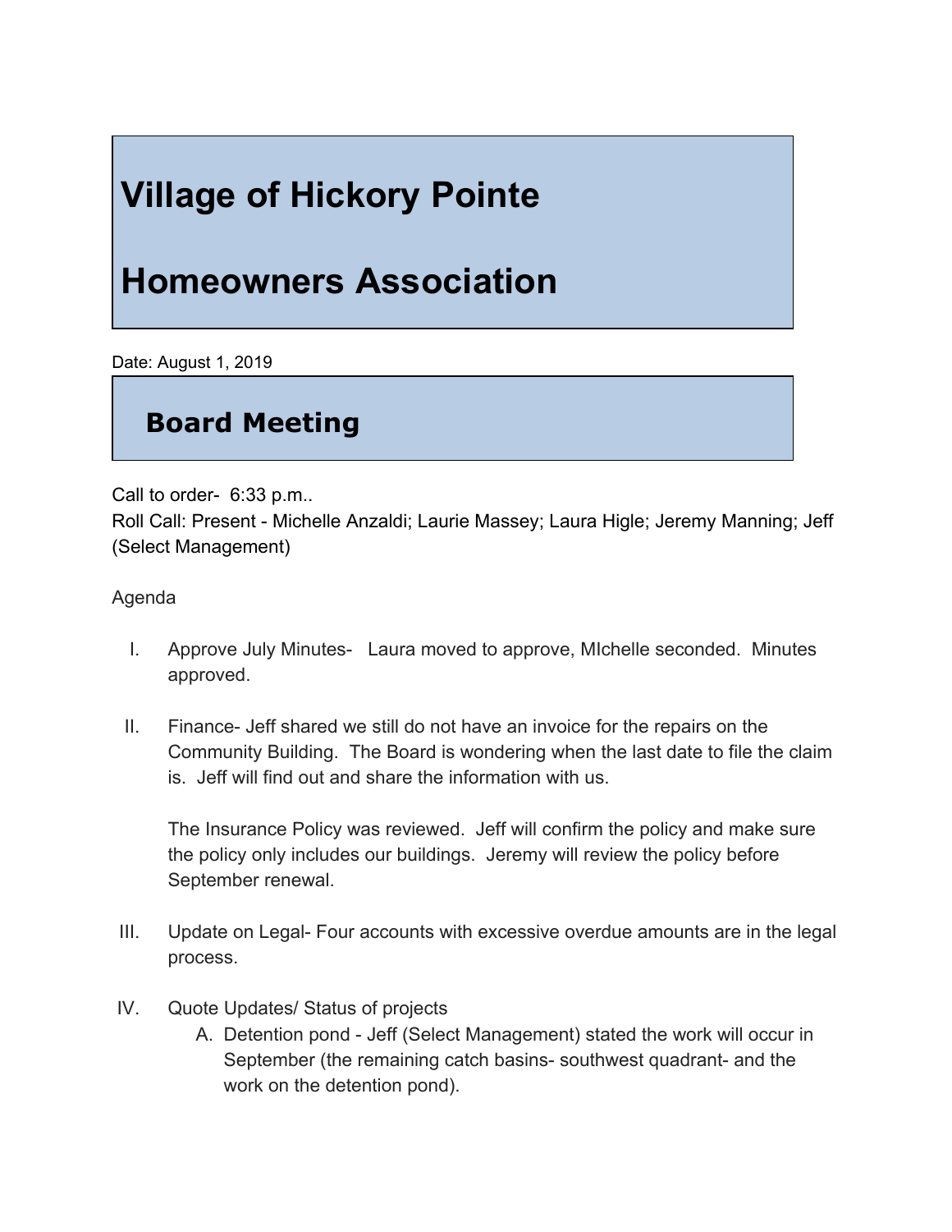# Village of Hickory Pointe

# Homeowners Association

Date: August 1, 2019

## Board Meeting

Call to order- 6:33 p.m..
Roll Call: Present - Michelle Anzaldi; Laurie Massey; Laura Higle; Jeremy Manning; Jeff (Select Management)

Agenda

I. Approve July Minutes- Laura moved to approve, MIchelle seconded. Minutes approved.

II. Finance- Jeff shared we still do not have an invoice for the repairs on the Community Building. The Board is wondering when the last date to file the claim is. Jeff will find out and share the information with us.

   The Insurance Policy was reviewed. Jeff will confirm the policy and make sure the policy only includes our buildings. Jeremy will review the policy before September renewal.

III. Update on Legal- Four accounts with excessive overdue amounts are in the legal process.

IV. Quote Updates/ Status of projects
   A. Detention pond - Jeff (Select Management) stated the work will occur in September (the remaining catch basins- southwest quadrant- and the work on the detention pond).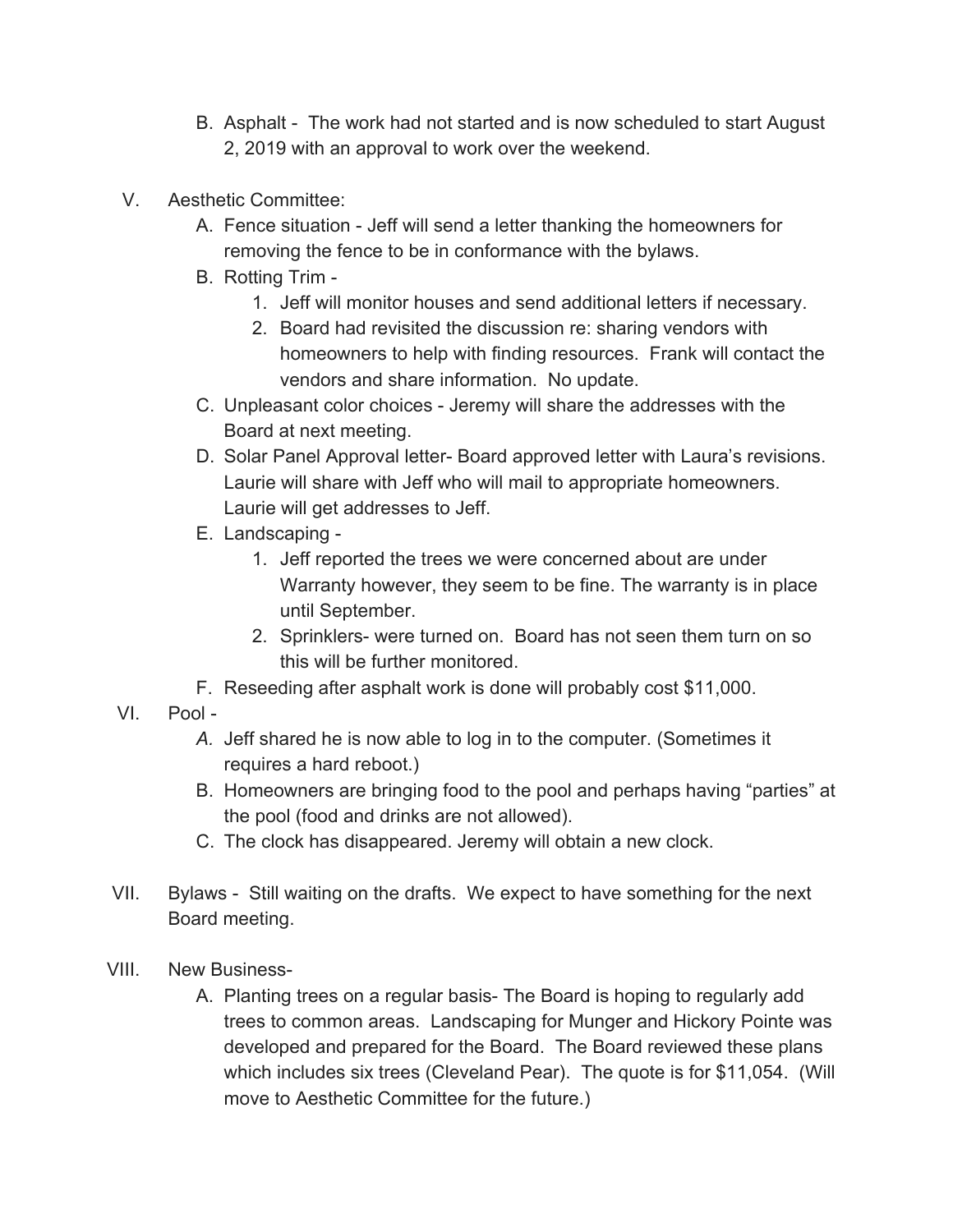B. Asphalt - The work had not started and is now scheduled to start August 2, 2019 with an approval to work over the weekend.

V. Aesthetic Committee:
   A. Fence situation - Jeff will send a letter thanking the homeowners for removing the fence to be in conformance with the bylaws.
   B. Rotting Trim -
      1. Jeff will monitor houses and send additional letters if necessary.
      2. Board had revisited the discussion re: sharing vendors with homeowners to help with finding resources. Frank will contact the vendors and share information. No update.
   C. Unpleasant color choices - Jeremy will share the addresses with the Board at next meeting.
   D. Solar Panel Approval letter- Board approved letter with Laura's revisions. Laurie will share with Jeff who will mail to appropriate homeowners. Laurie will get addresses to Jeff.
   E. Landscaping -
      1. Jeff reported the trees we were concerned about are under Warranty however, they seem to be fine. The warranty is in place until September.
      2. Sprinklers- were turned on. Board has not seen them turn on so this will be further monitored.
   F. Reseeding after asphalt work is done will probably cost $11,000.

VI. Pool -
   *A.* Jeff shared he is now able to log in to the computer. (Sometimes it requires a hard reboot.)
   B. Homeowners are bringing food to the pool and perhaps having "parties" at the pool (food and drinks are not allowed).
   C. The clock has disappeared. Jeremy will obtain a new clock.

VII. Bylaws - Still waiting on the drafts. We expect to have something for the next Board meeting.

VIII. New Business-
   A. Planting trees on a regular basis- The Board is hoping to regularly add trees to common areas. Landscaping for Munger and Hickory Pointe was developed and prepared for the Board. The Board reviewed these plans which includes six trees (Cleveland Pear). The quote is for $11,054. (Will move to Aesthetic Committee for the future.)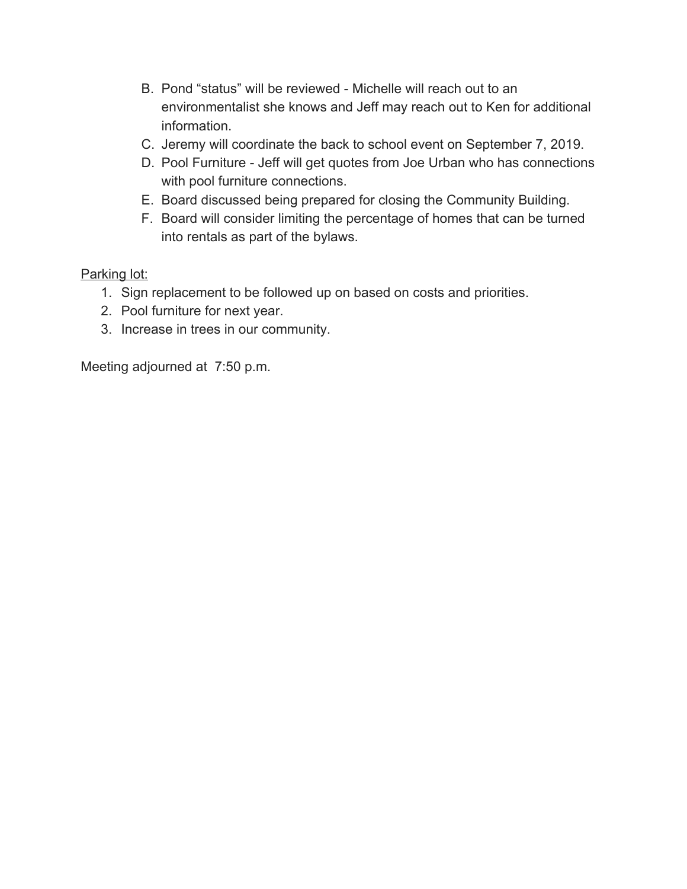B. Pond “status” will be reviewed - Michelle will reach out to an environmentalist she knows and Jeff may reach out to Ken for additional information.
C. Jeremy will coordinate the back to school event on September 7, 2019.
D. Pool Furniture - Jeff will get quotes from Joe Urban who has connections with pool furniture connections.
E. Board discussed being prepared for closing the Community Building.
F. Board will consider limiting the percentage of homes that can be turned into rentals as part of the bylaws.

<u>Parking lot:</u>

1. Sign replacement to be followed up on based on costs and priorities.
2. Pool furniture for next year.
3. Increase in trees in our community.

Meeting adjourned at 7:50 p.m.